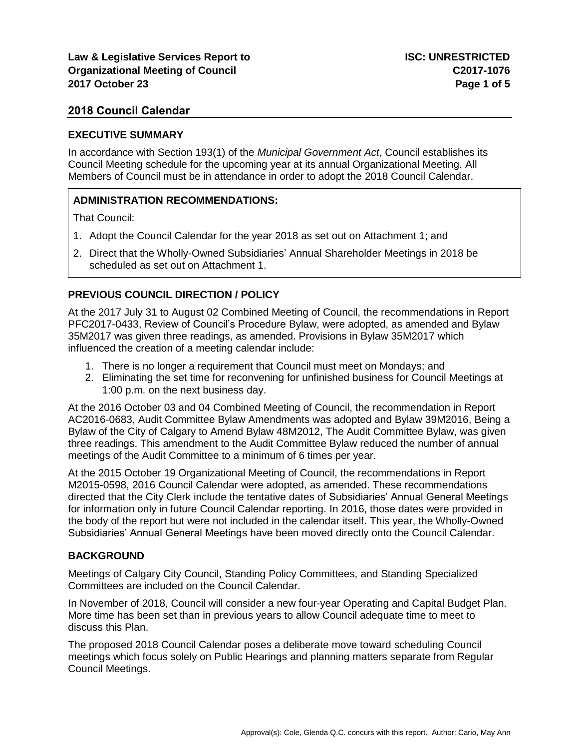**Law & Legislative Services Report to Organizational Meeting of Council**
**2017 October 23**

**ISC: UNRESTRICTED**
**C2017-1076**

## 2018 Council Calendar

### EXECUTIVE SUMMARY

In accordance with Section 193(1) of the *Municipal Government Act*, Council establishes its Council Meeting schedule for the upcoming year at its annual Organizational Meeting. All Members of Council must be in attendance in order to adopt the 2018 Council Calendar.

### ADMINISTRATION RECOMMENDATIONS:

That Council:

1. Adopt the Council Calendar for the year 2018 as set out on Attachment 1; and
2. Direct that the Wholly-Owned Subsidiaries' Annual Shareholder Meetings in 2018 be scheduled as set out on Attachment 1.

### PREVIOUS COUNCIL DIRECTION / POLICY

At the 2017 July 31 to August 02 Combined Meeting of Council, the recommendations in Report PFC2017-0433, Review of Council's Procedure Bylaw, were adopted, as amended and Bylaw 35M2017 was given three readings, as amended. Provisions in Bylaw 35M2017 which influenced the creation of a meeting calendar include:

1. There is no longer a requirement that Council must meet on Mondays; and
2. Eliminating the set time for reconvening for unfinished business for Council Meetings at 1:00 p.m. on the next business day.

At the 2016 October 03 and 04 Combined Meeting of Council, the recommendation in Report AC2016-0683, Audit Committee Bylaw Amendments was adopted and Bylaw 39M2016, Being a Bylaw of the City of Calgary to Amend Bylaw 48M2012, The Audit Committee Bylaw, was given three readings. This amendment to the Audit Committee Bylaw reduced the number of annual meetings of the Audit Committee to a minimum of 6 times per year.

At the 2015 October 19 Organizational Meeting of Council, the recommendations in Report M2015-0598, 2016 Council Calendar were adopted, as amended. These recommendations directed that the City Clerk include the tentative dates of Subsidiaries' Annual General Meetings for information only in future Council Calendar reporting. In 2016, those dates were provided in the body of the report but were not included in the calendar itself. This year, the Wholly-Owned Subsidiaries' Annual General Meetings have been moved directly onto the Council Calendar.

### BACKGROUND

Meetings of Calgary City Council, Standing Policy Committees, and Standing Specialized Committees are included on the Council Calendar.

In November of 2018, Council will consider a new four-year Operating and Capital Budget Plan. More time has been set than in previous years to allow Council adequate time to meet to discuss this Plan.

The proposed 2018 Council Calendar poses a deliberate move toward scheduling Council meetings which focus solely on Public Hearings and planning matters separate from Regular Council Meetings.

Approval(s): Cole, Glenda Q.C. concurs with this report. Author: Cario, May Ann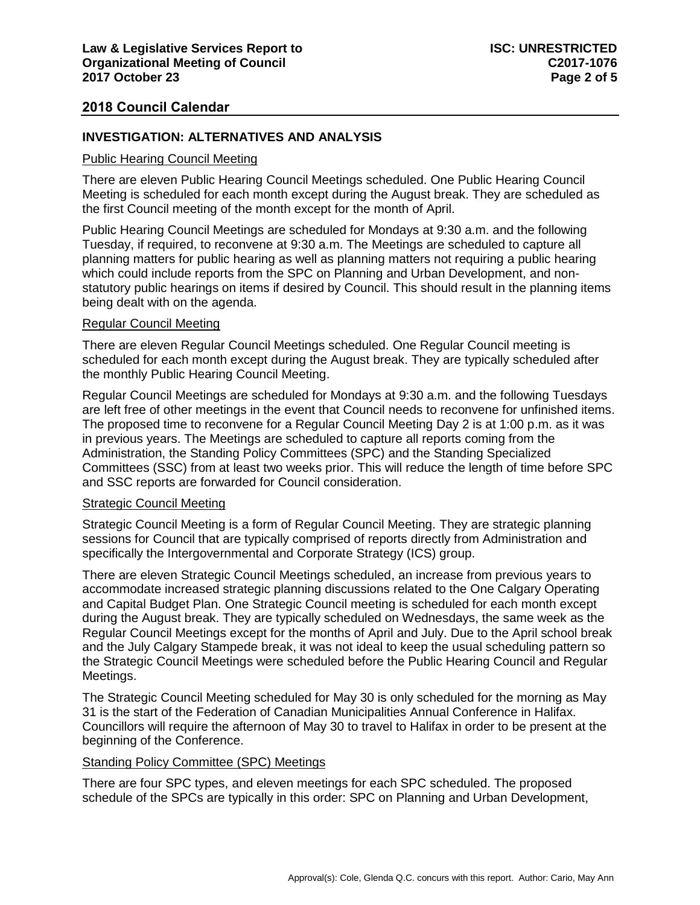## 2018 Council Calendar

### INVESTIGATION: ALTERNATIVES AND ANALYSIS

Public Hearing Council Meeting

There are eleven Public Hearing Council Meetings scheduled. One Public Hearing Council Meeting is scheduled for each month except during the August break. They are scheduled as the first Council meeting of the month except for the month of April.

Public Hearing Council Meetings are scheduled for Mondays at 9:30 a.m. and the following Tuesday, if required, to reconvene at 9:30 a.m. The Meetings are scheduled to capture all planning matters for public hearing as well as planning matters not requiring a public hearing which could include reports from the SPC on Planning and Urban Development, and non-statutory public hearings on items if desired by Council. This should result in the planning items being dealt with on the agenda.

Regular Council Meeting

There are eleven Regular Council Meetings scheduled. One Regular Council meeting is scheduled for each month except during the August break. They are typically scheduled after the monthly Public Hearing Council Meeting.

Regular Council Meetings are scheduled for Mondays at 9:30 a.m. and the following Tuesdays are left free of other meetings in the event that Council needs to reconvene for unfinished items. The proposed time to reconvene for a Regular Council Meeting Day 2 is at 1:00 p.m. as it was in previous years. The Meetings are scheduled to capture all reports coming from the Administration, the Standing Policy Committees (SPC) and the Standing Specialized Committees (SSC) from at least two weeks prior. This will reduce the length of time before SPC and SSC reports are forwarded for Council consideration.

Strategic Council Meeting

Strategic Council Meeting is a form of Regular Council Meeting. They are strategic planning sessions for Council that are typically comprised of reports directly from Administration and specifically the Intergovernmental and Corporate Strategy (ICS) group.

There are eleven Strategic Council Meetings scheduled, an increase from previous years to accommodate increased strategic planning discussions related to the One Calgary Operating and Capital Budget Plan. One Strategic Council meeting is scheduled for each month except during the August break. They are typically scheduled on Wednesdays, the same week as the Regular Council Meetings except for the months of April and July. Due to the April school break and the July Calgary Stampede break, it was not ideal to keep the usual scheduling pattern so the Strategic Council Meetings were scheduled before the Public Hearing Council and Regular Meetings.

The Strategic Council Meeting scheduled for May 30 is only scheduled for the morning as May 31 is the start of the Federation of Canadian Municipalities Annual Conference in Halifax. Councillors will require the afternoon of May 30 to travel to Halifax in order to be present at the beginning of the Conference.

Standing Policy Committee (SPC) Meetings

There are four SPC types, and eleven meetings for each SPC scheduled. The proposed schedule of the SPCs are typically in this order: SPC on Planning and Urban Development,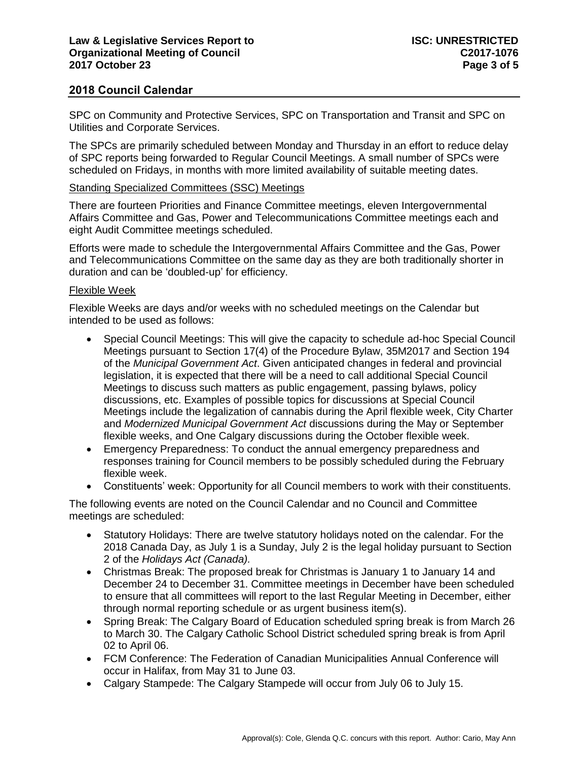## 2018 Council Calendar

SPC on Community and Protective Services, SPC on Transportation and Transit and SPC on Utilities and Corporate Services.

The SPCs are primarily scheduled between Monday and Thursday in an effort to reduce delay of SPC reports being forwarded to Regular Council Meetings. A small number of SPCs were scheduled on Fridays, in months with more limited availability of suitable meeting dates.

### Standing Specialized Committees (SSC) Meetings

There are fourteen Priorities and Finance Committee meetings, eleven Intergovernmental Affairs Committee and Gas, Power and Telecommunications Committee meetings each and eight Audit Committee meetings scheduled.

Efforts were made to schedule the Intergovernmental Affairs Committee and the Gas, Power and Telecommunications Committee on the same day as they are both traditionally shorter in duration and can be 'doubled-up' for efficiency.

### Flexible Week

Flexible Weeks are days and/or weeks with no scheduled meetings on the Calendar but intended to be used as follows:

- Special Council Meetings: This will give the capacity to schedule ad-hoc Special Council Meetings pursuant to Section 17(4) of the Procedure Bylaw, 35M2017 and Section 194 of the *Municipal Government Act*. Given anticipated changes in federal and provincial legislation, it is expected that there will be a need to call additional Special Council Meetings to discuss such matters as public engagement, passing bylaws, policy discussions, etc. Examples of possible topics for discussions at Special Council Meetings include the legalization of cannabis during the April flexible week, City Charter and *Modernized Municipal Government Act* discussions during the May or September flexible weeks, and One Calgary discussions during the October flexible week.
- Emergency Preparedness: To conduct the annual emergency preparedness and responses training for Council members to be possibly scheduled during the February flexible week.
- Constituents' week: Opportunity for all Council members to work with their constituents.

The following events are noted on the Council Calendar and no Council and Committee meetings are scheduled:

- Statutory Holidays: There are twelve statutory holidays noted on the calendar. For the 2018 Canada Day, as July 1 is a Sunday, July 2 is the legal holiday pursuant to Section 2 of the *Holidays Act (Canada).*
- Christmas Break: The proposed break for Christmas is January 1 to January 14 and December 24 to December 31. Committee meetings in December have been scheduled to ensure that all committees will report to the last Regular Meeting in December, either through normal reporting schedule or as urgent business item(s).
- Spring Break: The Calgary Board of Education scheduled spring break is from March 26 to March 30. The Calgary Catholic School District scheduled spring break is from April 02 to April 06.
- FCM Conference: The Federation of Canadian Municipalities Annual Conference will occur in Halifax, from May 31 to June 03.
- Calgary Stampede: The Calgary Stampede will occur from July 06 to July 15.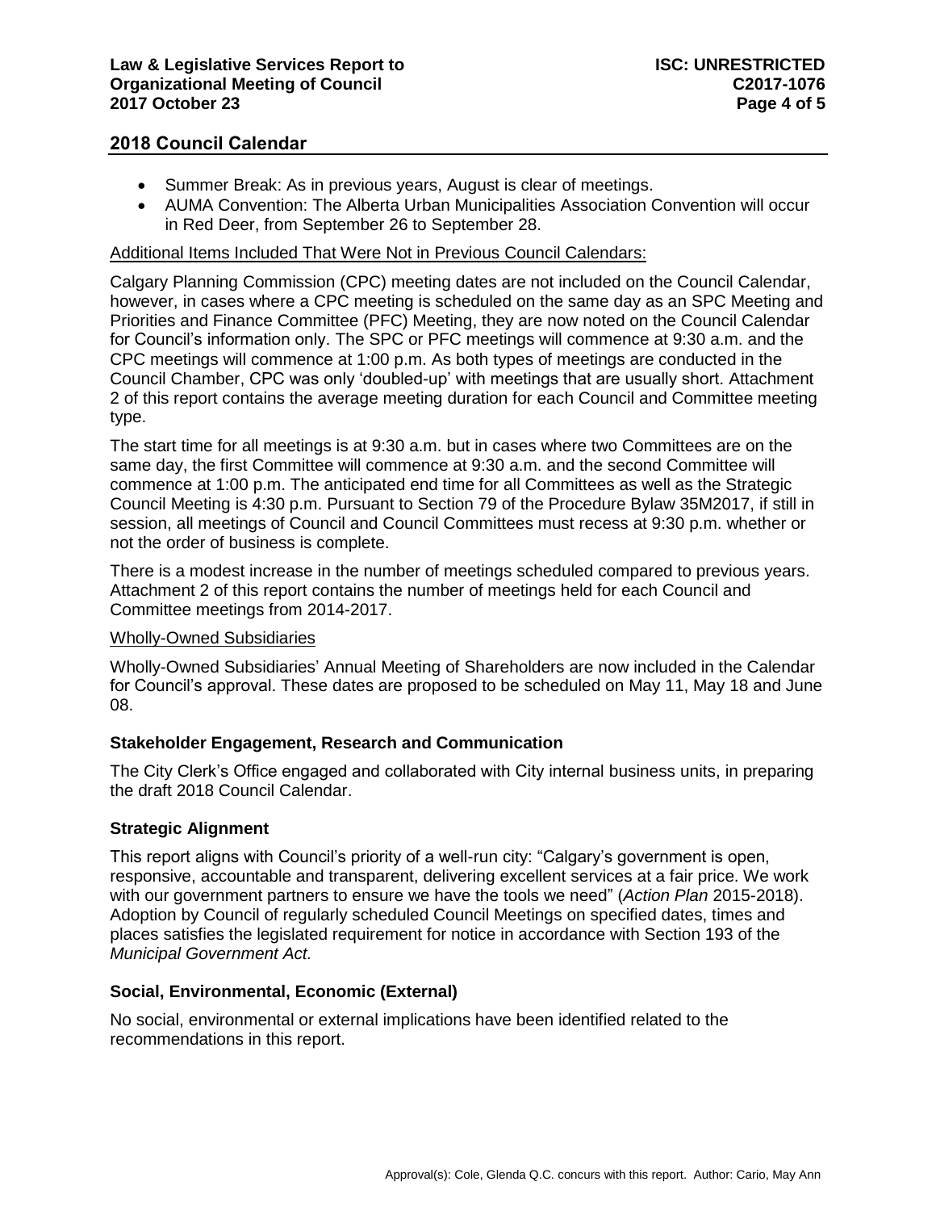## 2018 Council Calendar

- Summer Break: As in previous years, August is clear of meetings.
- AUMA Convention: The Alberta Urban Municipalities Association Convention will occur in Red Deer, from September 26 to September 28.

Additional Items Included That Were Not in Previous Council Calendars:

Calgary Planning Commission (CPC) meeting dates are not included on the Council Calendar, however, in cases where a CPC meeting is scheduled on the same day as an SPC Meeting and Priorities and Finance Committee (PFC) Meeting, they are now noted on the Council Calendar for Council's information only. The SPC or PFC meetings will commence at 9:30 a.m. and the CPC meetings will commence at 1:00 p.m. As both types of meetings are conducted in the Council Chamber, CPC was only 'doubled-up' with meetings that are usually short. Attachment 2 of this report contains the average meeting duration for each Council and Committee meeting type.

The start time for all meetings is at 9:30 a.m. but in cases where two Committees are on the same day, the first Committee will commence at 9:30 a.m. and the second Committee will commence at 1:00 p.m. The anticipated end time for all Committees as well as the Strategic Council Meeting is 4:30 p.m. Pursuant to Section 79 of the Procedure Bylaw 35M2017, if still in session, all meetings of Council and Council Committees must recess at 9:30 p.m. whether or not the order of business is complete.

There is a modest increase in the number of meetings scheduled compared to previous years. Attachment 2 of this report contains the number of meetings held for each Council and Committee meetings from 2014-2017.

Wholly-Owned Subsidiaries

Wholly-Owned Subsidiaries' Annual Meeting of Shareholders are now included in the Calendar for Council's approval. These dates are proposed to be scheduled on May 11, May 18 and June 08.

### Stakeholder Engagement, Research and Communication

The City Clerk's Office engaged and collaborated with City internal business units, in preparing the draft 2018 Council Calendar.

### Strategic Alignment

This report aligns with Council's priority of a well-run city: "Calgary's government is open, responsive, accountable and transparent, delivering excellent services at a fair price. We work with our government partners to ensure we have the tools we need" (*Action Plan* 2015-2018). Adoption by Council of regularly scheduled Council Meetings on specified dates, times and places satisfies the legislated requirement for notice in accordance with Section 193 of the *Municipal Government Act.*

### Social, Environmental, Economic (External)

No social, environmental or external implications have been identified related to the recommendations in this report.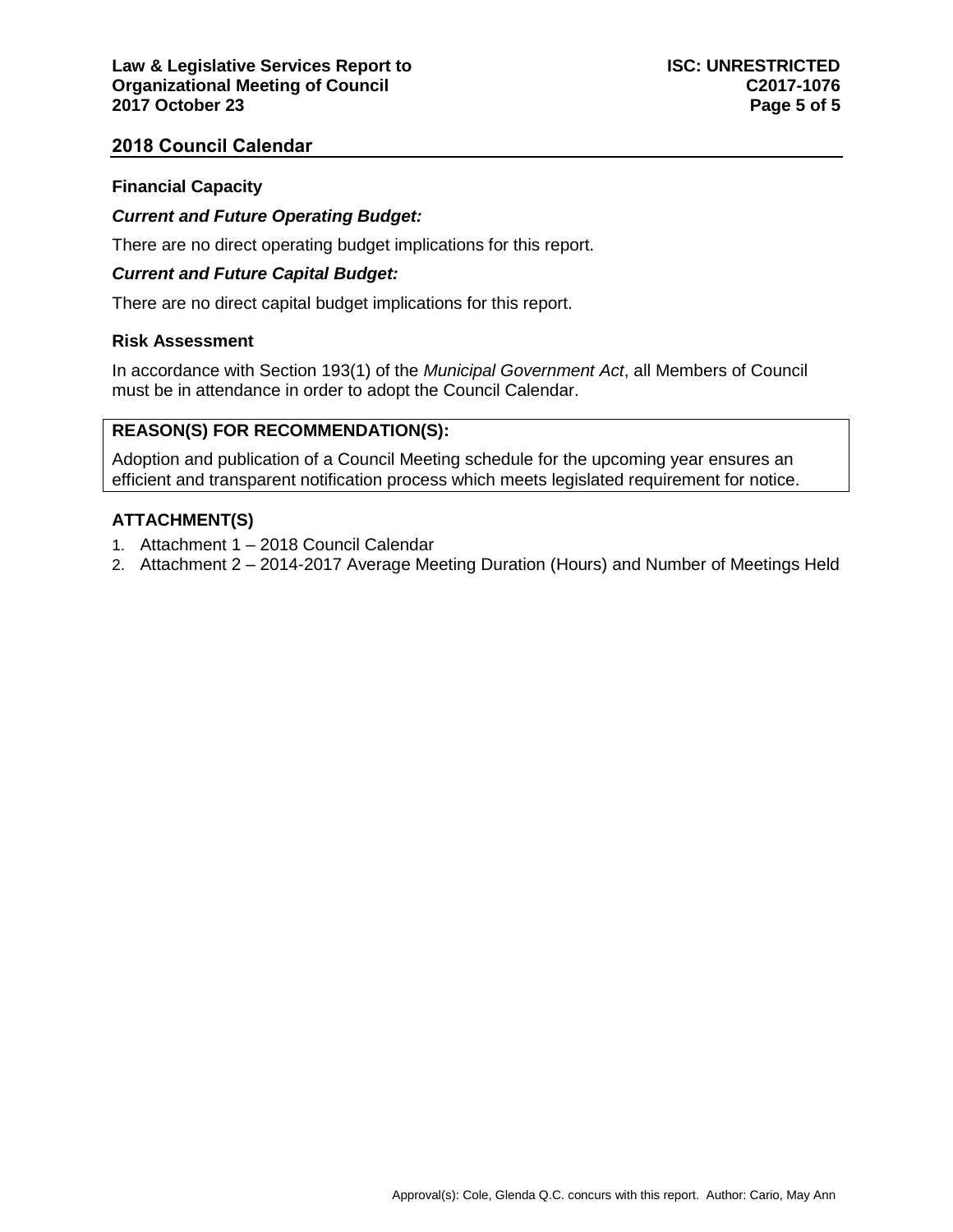## 2018 Council Calendar

### Financial Capacity

***Current and Future Operating Budget:***

There are no direct operating budget implications for this report.

***Current and Future Capital Budget:***

There are no direct capital budget implications for this report.

### Risk Assessment

In accordance with Section 193(1) of the *Municipal Government Act*, all Members of Council must be in attendance in order to adopt the Council Calendar.

### REASON(S) FOR RECOMMENDATION(S):

Adoption and publication of a Council Meeting schedule for the upcoming year ensures an efficient and transparent notification process which meets legislated requirement for notice.

### ATTACHMENT(S)

1. Attachment 1 – 2018 Council Calendar
2. Attachment 2 – 2014-2017 Average Meeting Duration (Hours) and Number of Meetings Held

Approval(s): Cole, Glenda Q.C. concurs with this report. Author: Cario, May Ann